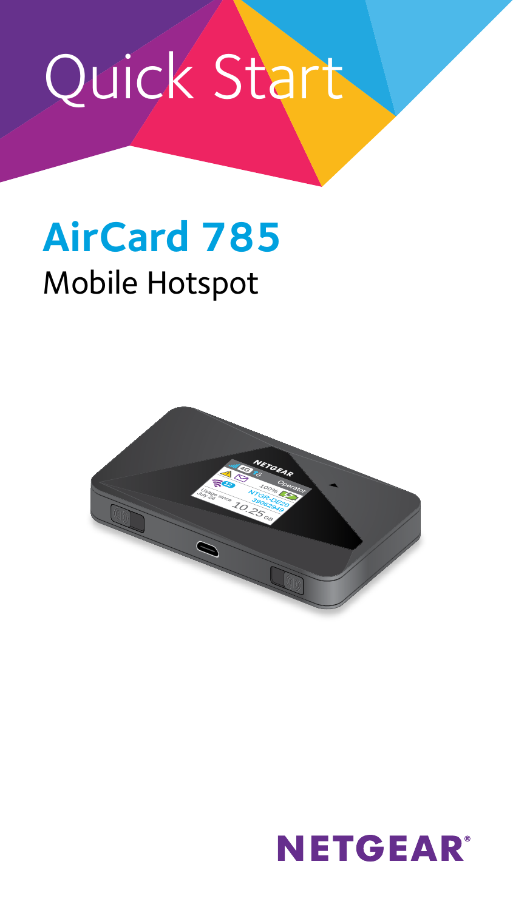# Quick Start

## AirCard 785

Mobile Hotspot

NETGEAR®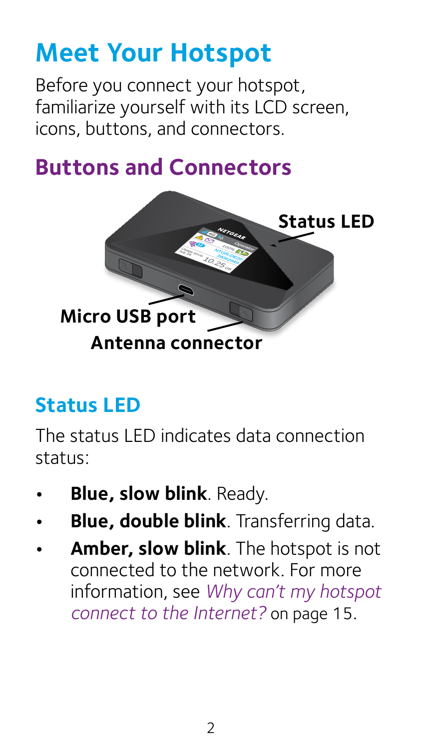# Meet Your Hotspot

Before you connect your hotspot, familiarize yourself with its LCD screen, icons, buttons, and connectors.

## Buttons and Connectors

Status LED

Micro USB port

Antenna connector

### Status LED

The status LED indicates data connection status:

- **Blue, slow blink**. Ready.
- **Blue, double blink**. Transferring data.
- **Amber, slow blink**. The hotspot is not connected to the network. For more information, see *Why can't my hotspot connect to the Internet?* on page 15.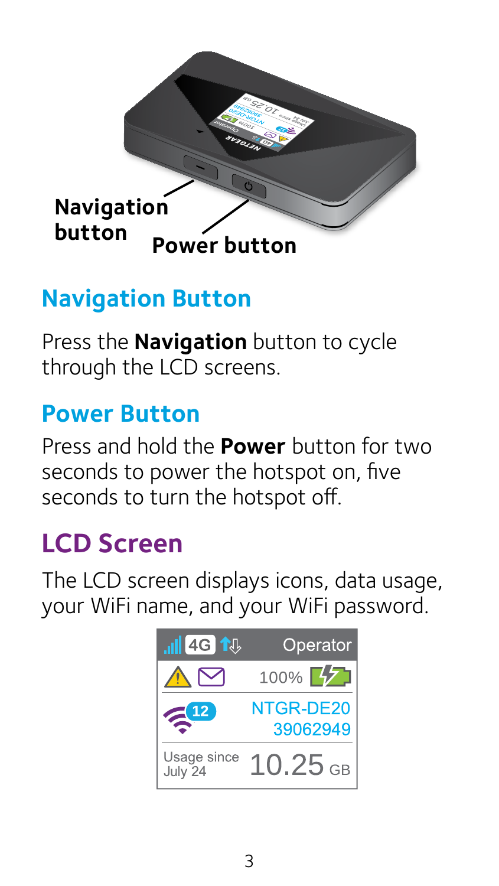Navigation button

Power button

## Navigation Button

Press the **Navigation** button to cycle through the LCD screens.

## Power Button

Press and hold the **Power** button for two seconds to power the hotspot on, five seconds to turn the hotspot off.

# LCD Screen

The LCD screen displays icons, data usage, your WiFi name, and your WiFi password.

4G Operator

100%

12 NTGR-DE20 39062949

Usage since July 24 10.25 GB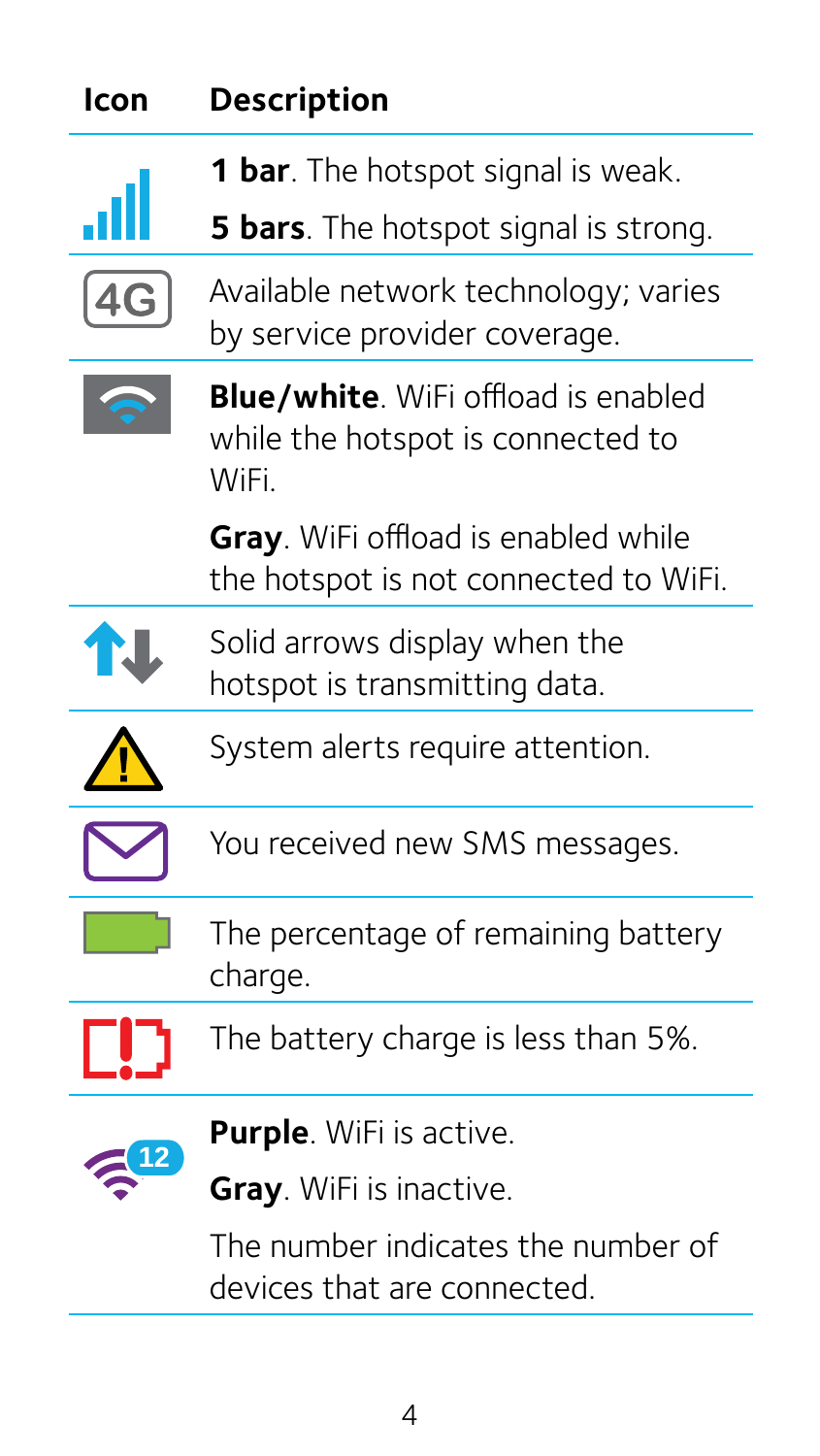| Icon | Description |
| --- | --- |
| | **1 bar**. The hotspot signal is weak.<br>**5 bars**. The hotspot signal is strong. |
| 4G | Available network technology; varies by service provider coverage. |
| | **Blue/white**. WiFi offload is enabled while the hotspot is connected to WiFi.<br>**Gray**. WiFi offload is enabled while the hotspot is not connected to WiFi. |
| | Solid arrows display when the hotspot is transmitting data. |
| | System alerts require attention. |
| | You received new SMS messages. |
| | The percentage of remaining battery charge. |
| | The battery charge is less than 5%. |
| 12 | **Purple**. WiFi is active.<br>**Gray**. WiFi is inactive.<br>The number indicates the number of devices that are connected. |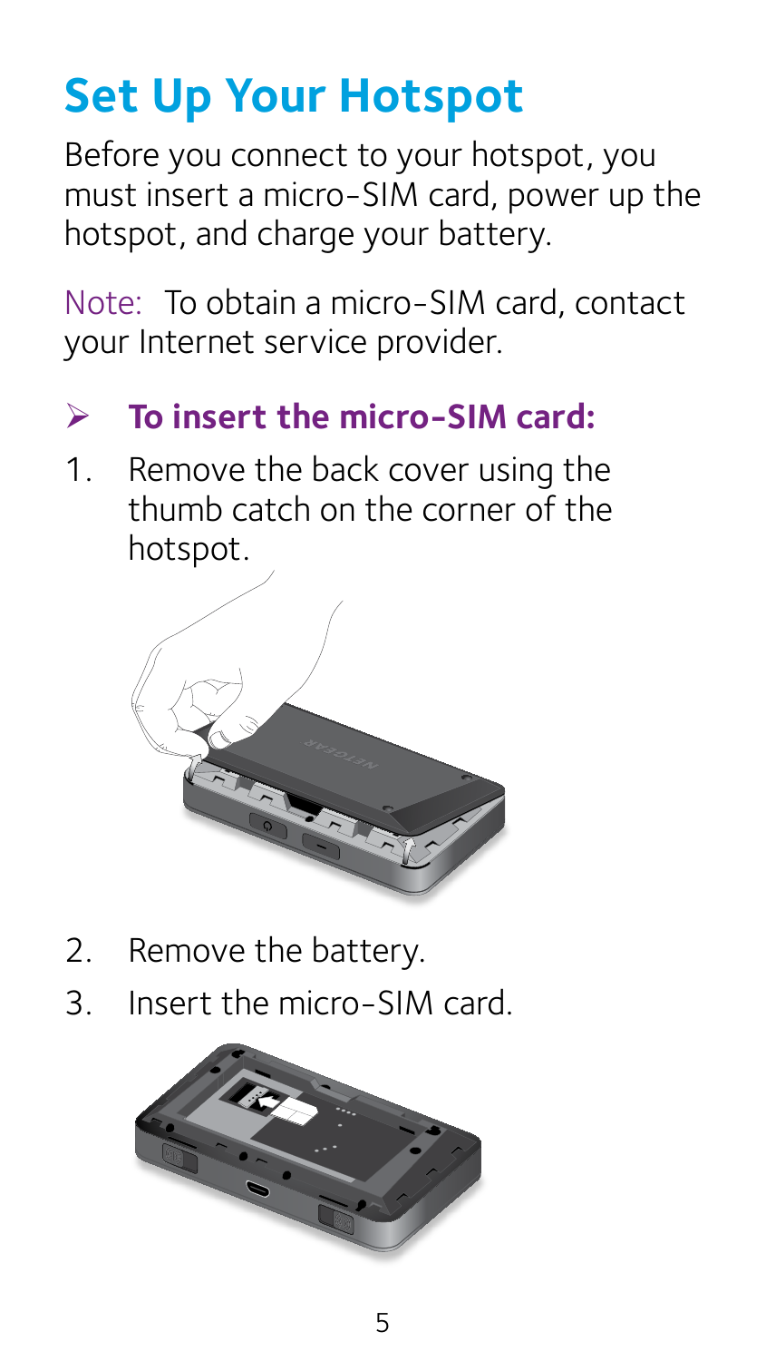# Set Up Your Hotspot

Before you connect to your hotspot, you must insert a micro-SIM card, power up the hotspot, and charge your battery.

Note: To obtain a micro-SIM card, contact your Internet service provider.

➤ **To insert the micro-SIM card:**

1. Remove the back cover using the thumb catch on the corner of the hotspot.
2. Remove the battery.
3. Insert the micro-SIM card.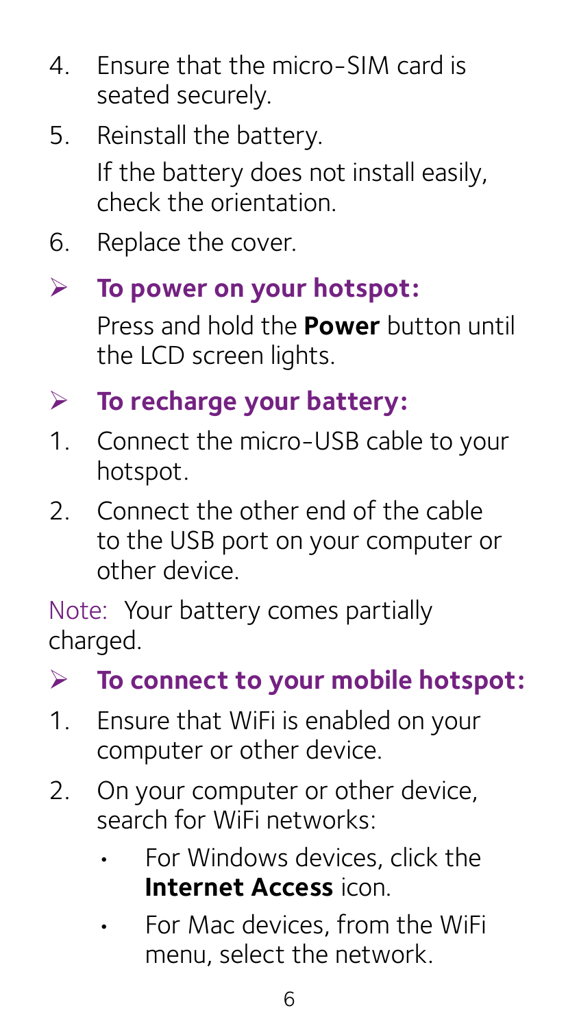4. Ensure that the micro-SIM card is seated securely.
5. Reinstall the battery.

   If the battery does not install easily, check the orientation.
6. Replace the cover.

- **To power on your hotspot:**

  Press and hold the **Power** button until the LCD screen lights.

- **To recharge your battery:**

1. Connect the micro-USB cable to your hotspot.
2. Connect the other end of the cable to the USB port on your computer or other device.

Note: Your battery comes partially charged.

- **To connect to your mobile hotspot:**

1. Ensure that WiFi is enabled on your computer or other device.
2. On your computer or other device, search for WiFi networks:
   - For Windows devices, click the **Internet Access** icon.
   - For Mac devices, from the WiFi menu, select the network.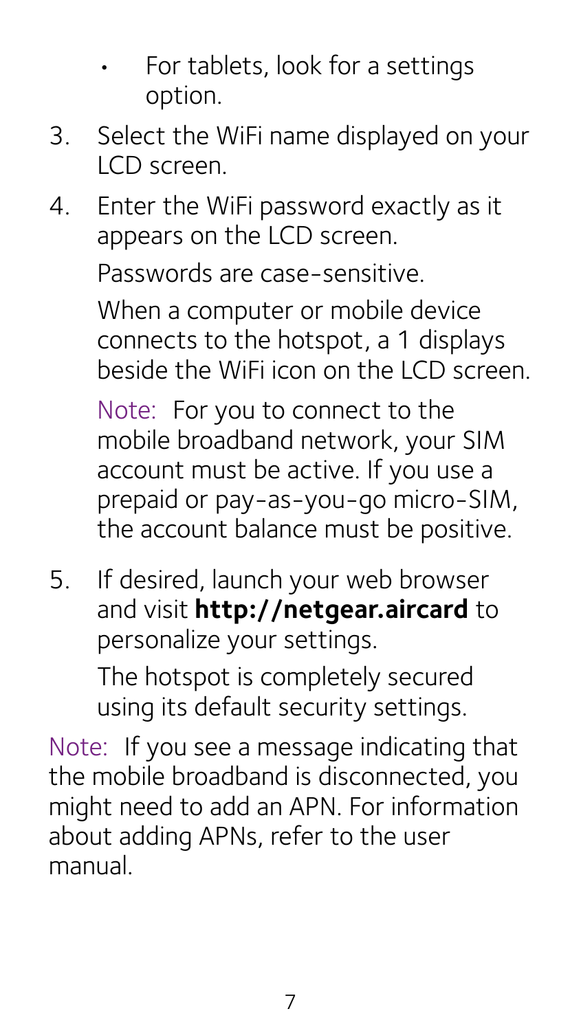- For tablets, look for a settings option.

3. Select the WiFi name displayed on your LCD screen.
4. Enter the WiFi password exactly as it appears on the LCD screen.

   Passwords are case-sensitive.

   When a computer or mobile device connects to the hotspot, a 1 displays beside the WiFi icon on the LCD screen.

   Note: For you to connect to the mobile broadband network, your SIM account must be active. If you use a prepaid or pay-as-you-go micro-SIM, the account balance must be positive.

5. If desired, launch your web browser and visit **http://netgear.aircard** to personalize your settings.

   The hotspot is completely secured using its default security settings.

Note: If you see a message indicating that the mobile broadband is disconnected, you might need to add an APN. For information about adding APNs, refer to the user manual.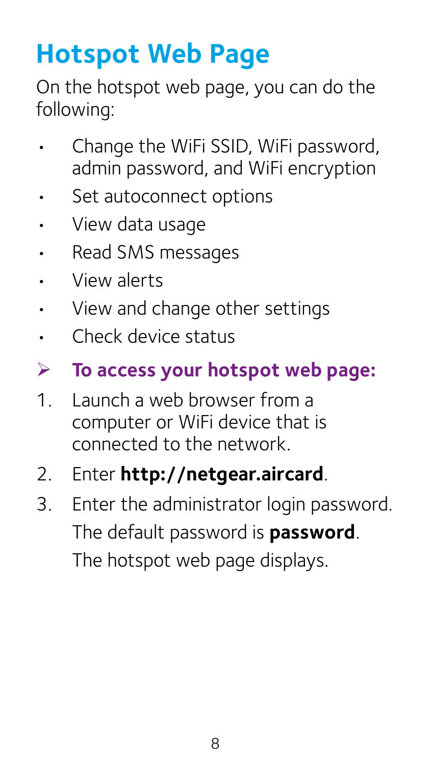# Hotspot Web Page

On the hotspot web page, you can do the following:

- Change the WiFi SSID, WiFi password, admin password, and WiFi encryption
- Set autoconnect options
- View data usage
- Read SMS messages
- View alerts
- View and change other settings
- Check device status

➢ **To access your hotspot web page:**

1. Launch a web browser from a computer or WiFi device that is connected to the network.
2. Enter **http://netgear.aircard**.
3. Enter the administrator login password.

   The default password is **password**.

   The hotspot web page displays.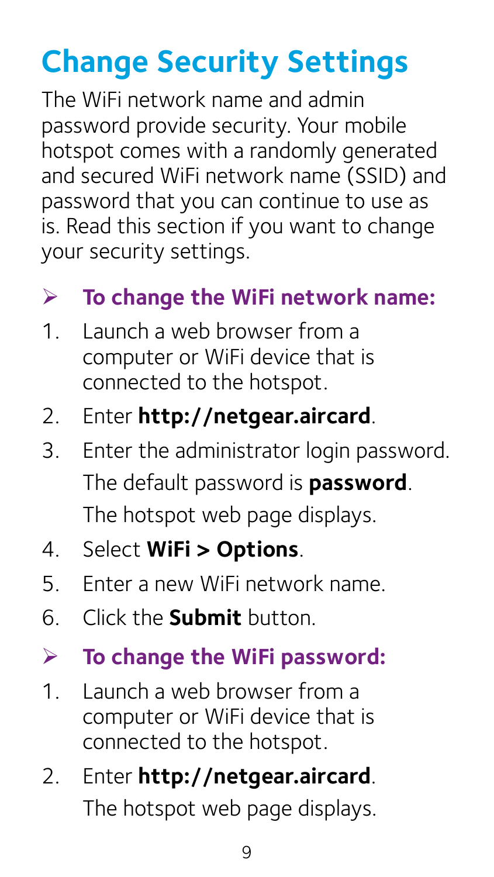# Change Security Settings

The WiFi network name and admin password provide security. Your mobile hotspot comes with a randomly generated and secured WiFi network name (SSID) and password that you can continue to use as is. Read this section if you want to change your security settings.

## ➢ To change the WiFi network name:

1. Launch a web browser from a computer or WiFi device that is connected to the hotspot.
2. Enter **http://netgear.aircard**.
3. Enter the administrator login password.

   The default password is **password**.

   The hotspot web page displays.
4. Select **WiFi > Options**.
5. Enter a new WiFi network name.
6. Click the **Submit** button.

## ➢ To change the WiFi password:

1. Launch a web browser from a computer or WiFi device that is connected to the hotspot.
2. Enter **http://netgear.aircard**.

   The hotspot web page displays.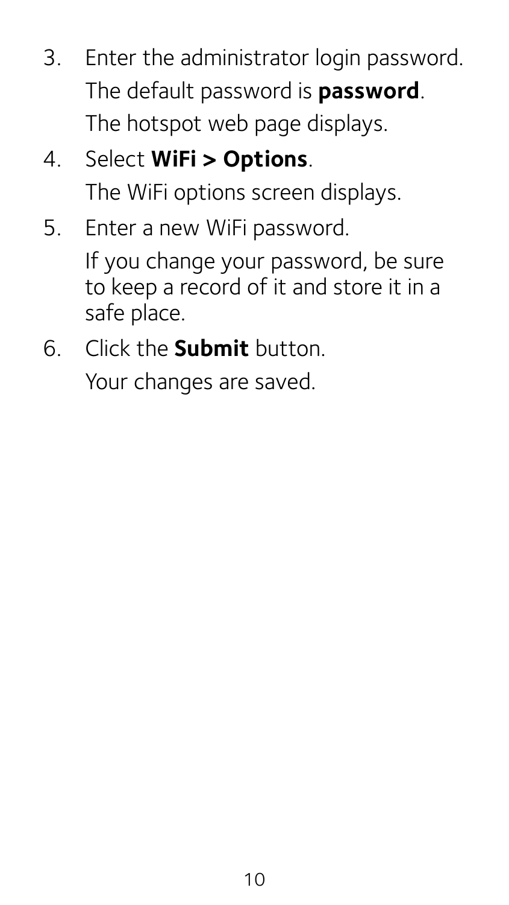3. Enter the administrator login password.

   The default password is **password**.

   The hotspot web page displays.

4. Select **WiFi > Options**.

   The WiFi options screen displays.

5. Enter a new WiFi password.

   If you change your password, be sure to keep a record of it and store it in a safe place.

6. Click the **Submit** button.

   Your changes are saved.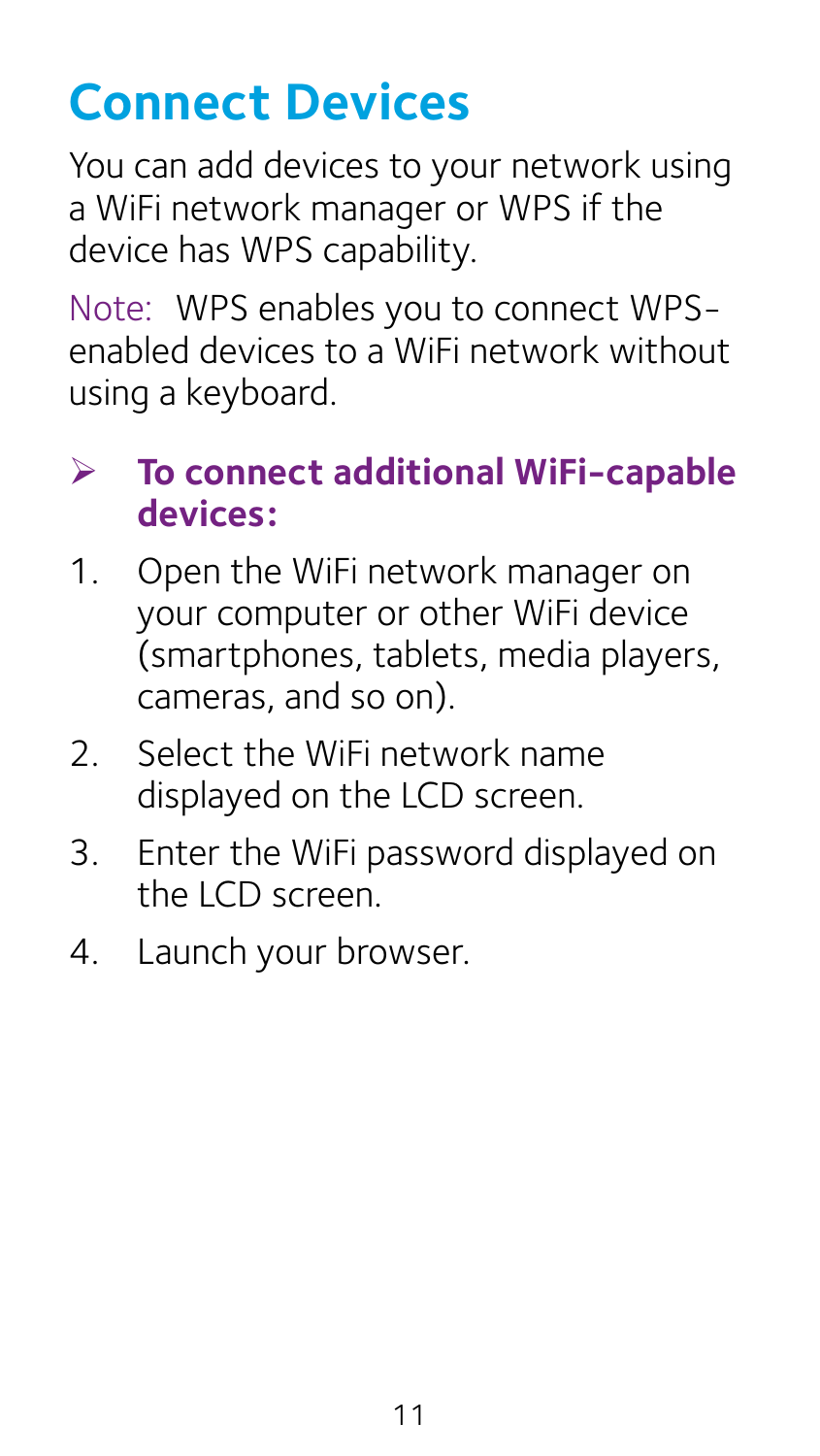# Connect Devices

You can add devices to your network using a WiFi network manager or WPS if the device has WPS capability.

Note: WPS enables you to connect WPS-enabled devices to a WiFi network without using a keyboard.

➢ **To connect additional WiFi-capable devices:**

1. Open the WiFi network manager on your computer or other WiFi device (smartphones, tablets, media players, cameras, and so on).
2. Select the WiFi network name displayed on the LCD screen.
3. Enter the WiFi password displayed on the LCD screen.
4. Launch your browser.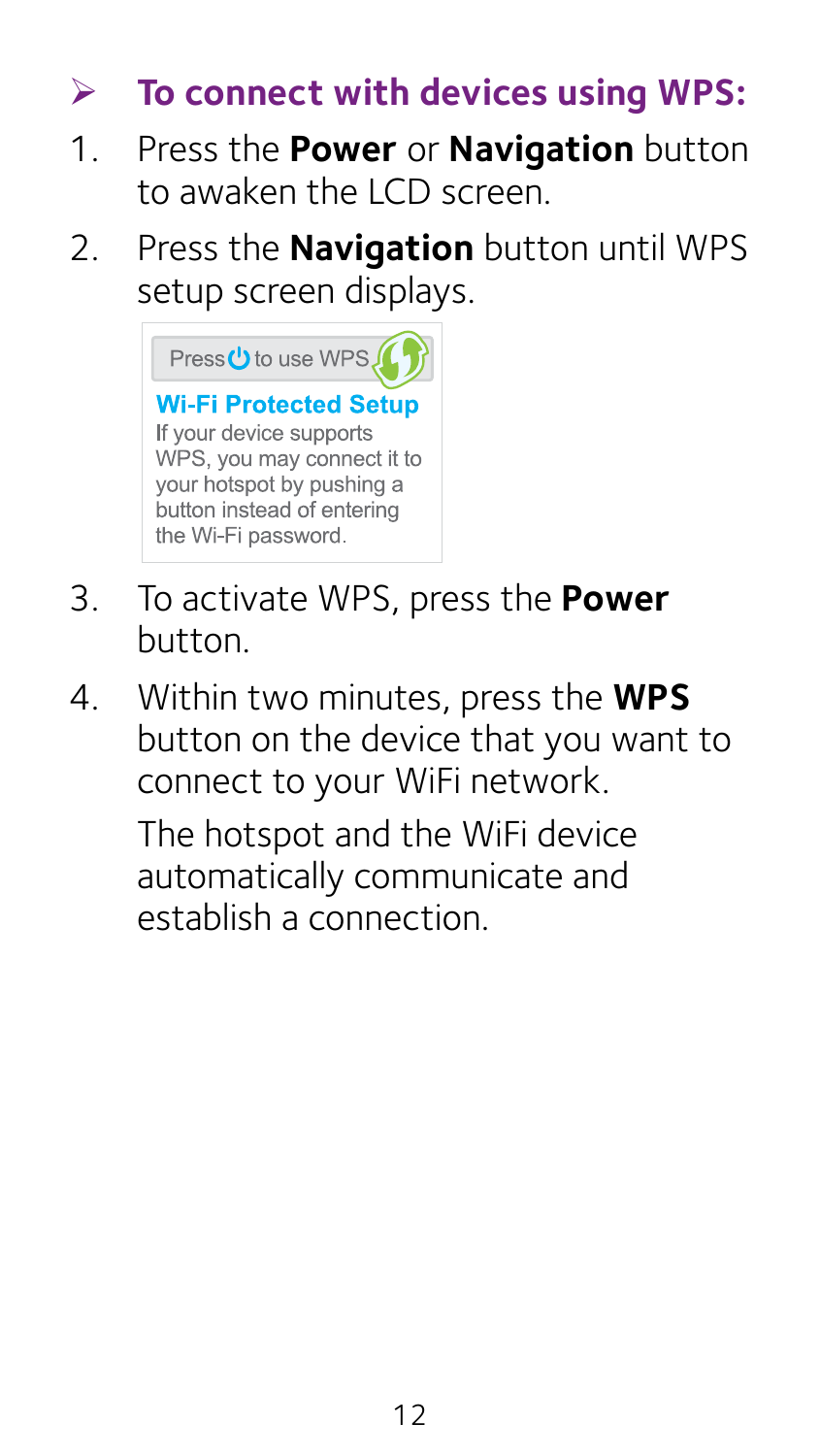## ➢ To connect with devices using WPS:

1. Press the **Power** or **Navigation** button to awaken the LCD screen.
2. Press the **Navigation** button until WPS setup screen displays.

   Press ⏻ to use WPS

   **Wi-Fi Protected Setup**

   If your device supports WPS, you may connect it to your hotspot by pushing a button instead of entering the Wi-Fi password.

3. To activate WPS, press the **Power** button.
4. Within two minutes, press the **WPS** button on the device that you want to connect to your WiFi network.

   The hotspot and the WiFi device automatically communicate and establish a connection.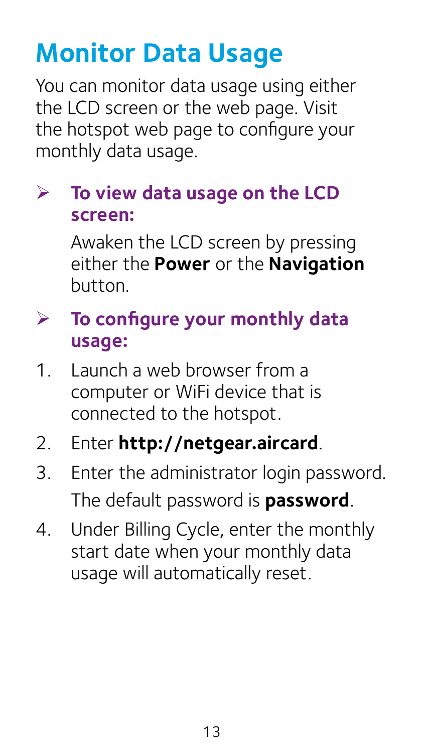# Monitor Data Usage

You can monitor data usage using either the LCD screen or the web page. Visit the hotspot web page to configure your monthly data usage.

- **To view data usage on the LCD screen:**

  Awaken the LCD screen by pressing either the **Power** or the **Navigation** button.

- **To configure your monthly data usage:**

1. Launch a web browser from a computer or WiFi device that is connected to the hotspot.
2. Enter **http://netgear.aircard**.
3. Enter the administrator login password. The default password is **password**.
4. Under Billing Cycle, enter the monthly start date when your monthly data usage will automatically reset.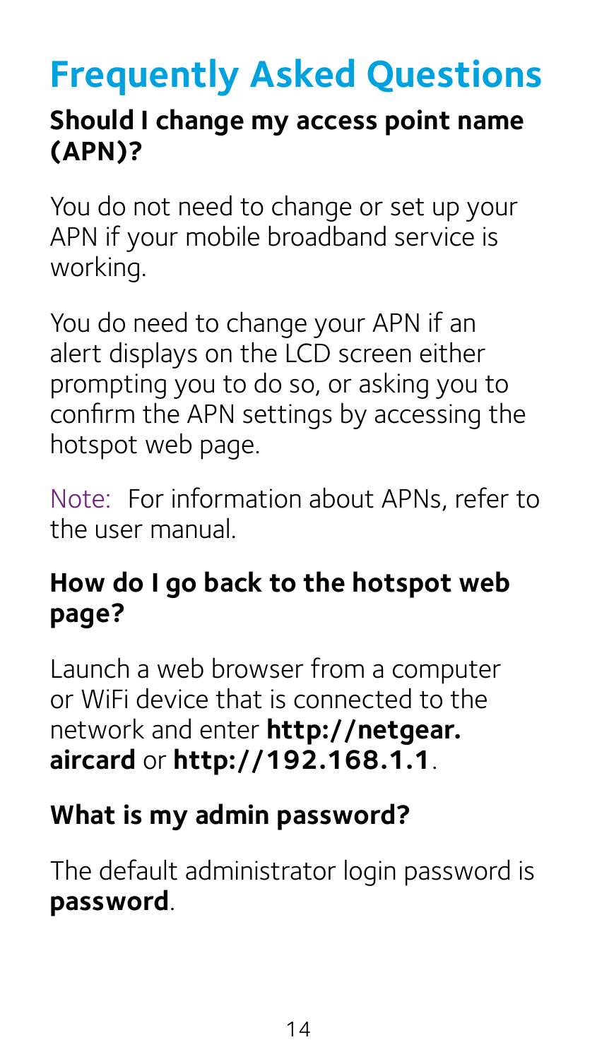# Frequently Asked Questions

## Should I change my access point name (APN)?

You do not need to change or set up your APN if your mobile broadband service is working.

You do need to change your APN if an alert displays on the LCD screen either prompting you to do so, or asking you to confirm the APN settings by accessing the hotspot web page.

Note: For information about APNs, refer to the user manual.

## How do I go back to the hotspot web page?

Launch a web browser from a computer or WiFi device that is connected to the network and enter **http://netgear.aircard** or **http://192.168.1.1**.

## What is my admin password?

The default administrator login password is **password**.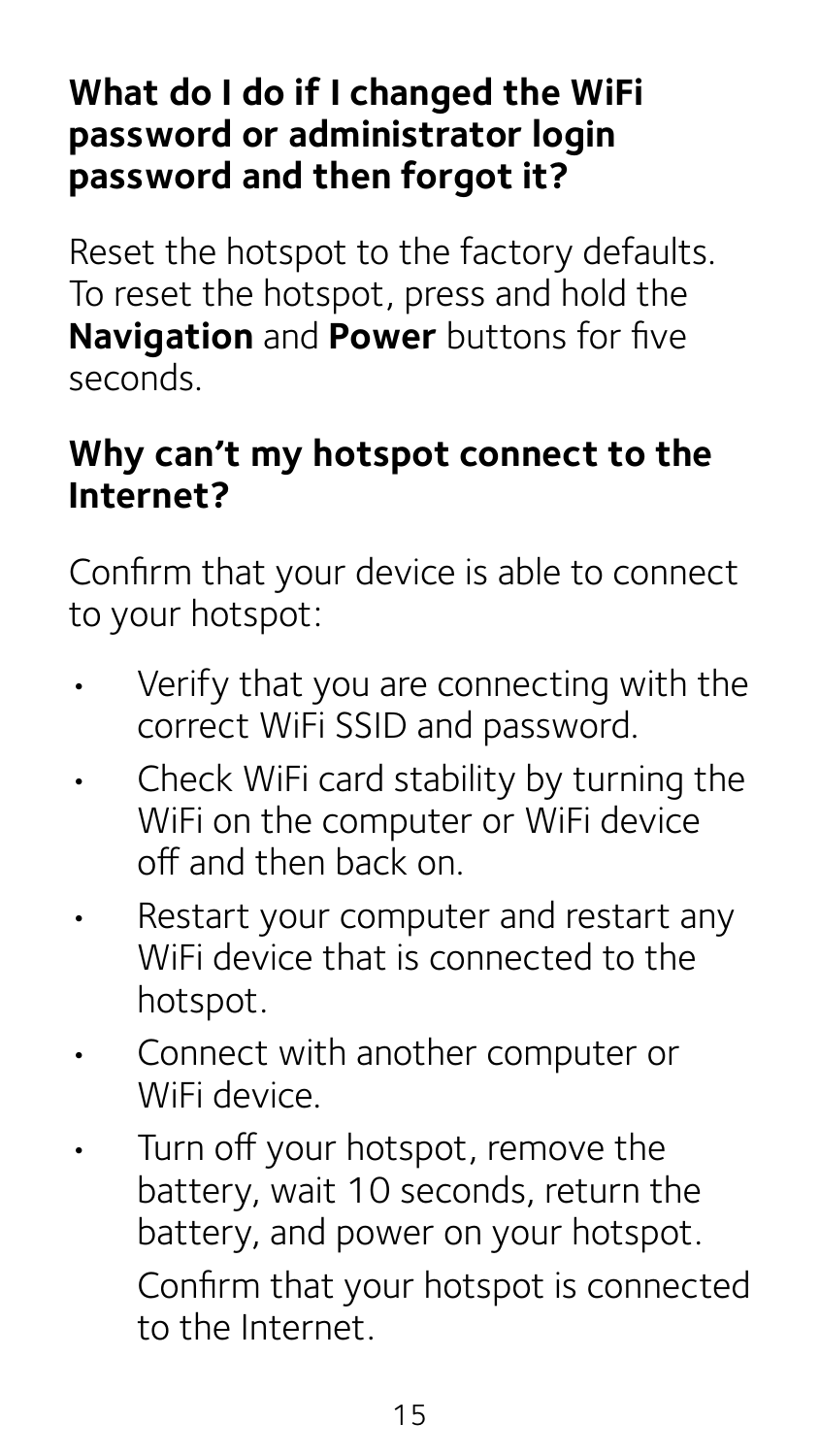### What do I do if I changed the WiFi password or administrator login password and then forgot it?

Reset the hotspot to the factory defaults. To reset the hotspot, press and hold the **Navigation** and **Power** buttons for five seconds.

### Why can't my hotspot connect to the Internet?

Confirm that your device is able to connect to your hotspot:

- Verify that you are connecting with the correct WiFi SSID and password.
- Check WiFi card stability by turning the WiFi on the computer or WiFi device off and then back on.
- Restart your computer and restart any WiFi device that is connected to the hotspot.
- Connect with another computer or WiFi device.
- Turn off your hotspot, remove the battery, wait 10 seconds, return the battery, and power on your hotspot.

  Confirm that your hotspot is connected to the Internet.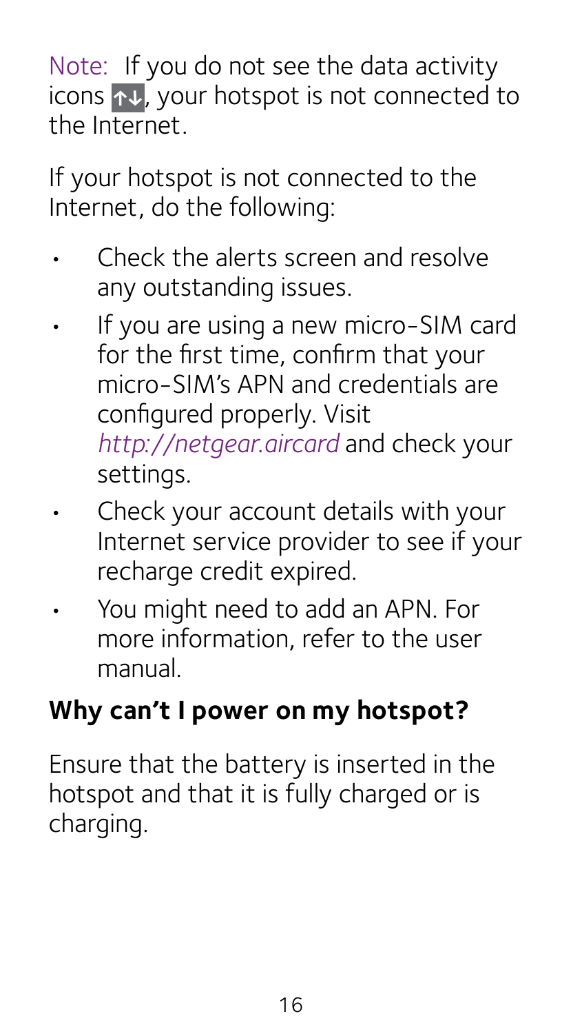Note: If you do not see the data activity icons ↑↓, your hotspot is not connected to the Internet.

If your hotspot is not connected to the Internet, do the following:

- Check the alerts screen and resolve any outstanding issues.
- If you are using a new micro-SIM card for the first time, confirm that your micro-SIM's APN and credentials are configured properly. Visit *http://netgear.aircard* and check your settings.
- Check your account details with your Internet service provider to see if your recharge credit expired.
- You might need to add an APN. For more information, refer to the user manual.

## Why can't I power on my hotspot?

Ensure that the battery is inserted in the hotspot and that it is fully charged or is charging.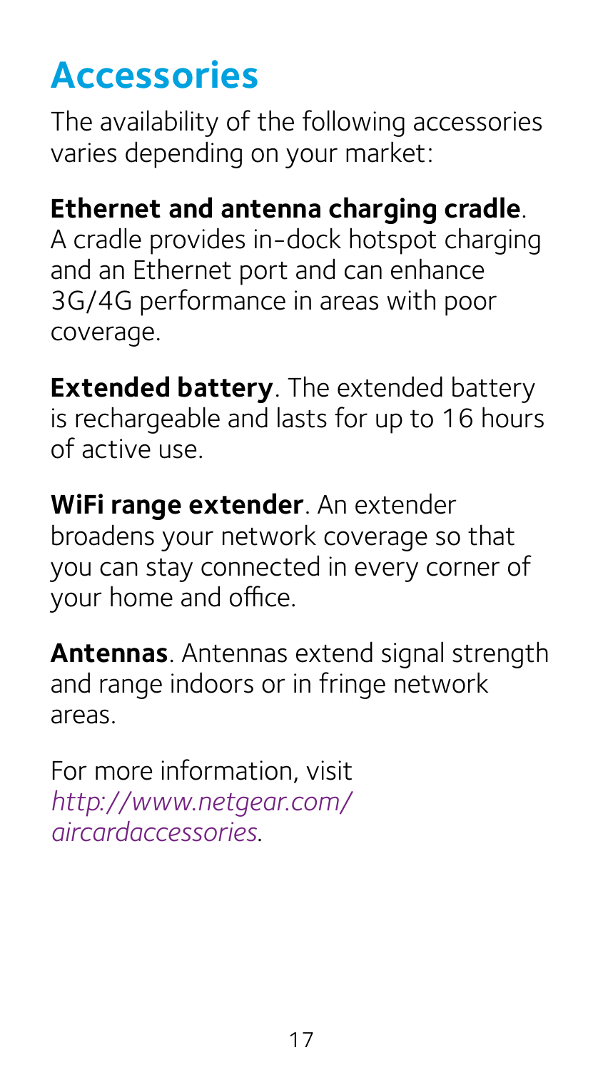# Accessories

The availability of the following accessories varies depending on your market:

**Ethernet and antenna charging cradle**. A cradle provides in-dock hotspot charging and an Ethernet port and can enhance 3G/4G performance in areas with poor coverage.

**Extended battery**. The extended battery is rechargeable and lasts for up to 16 hours of active use.

**WiFi range extender**. An extender broadens your network coverage so that you can stay connected in every corner of your home and office.

**Antennas**. Antennas extend signal strength and range indoors or in fringe network areas.

For more information, visit *http://www.netgear.com/aircardaccessories*.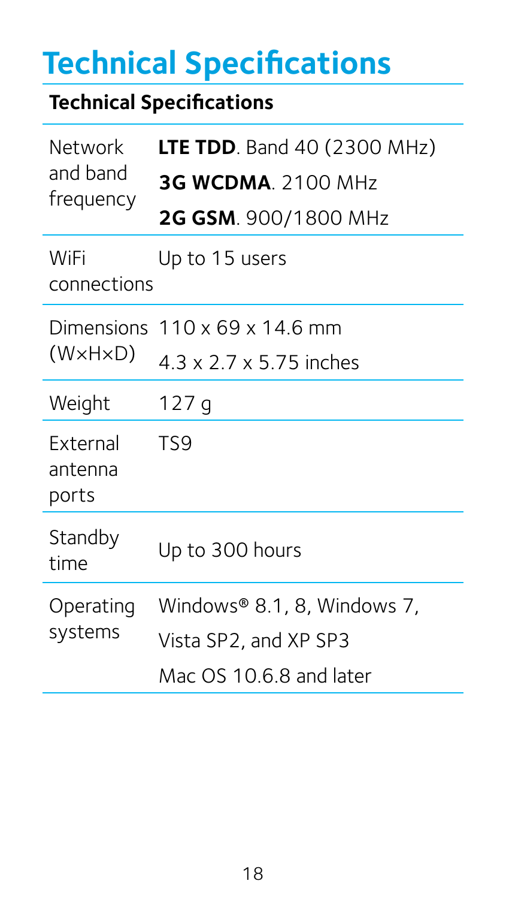# Technical Specifications

| Technical Specifications | |
|---|---|
| Network and band frequency | **LTE TDD**. Band 40 (2300 MHz)<br>**3G WCDMA**. 2100 MHz<br>**2G GSM**. 900/1800 MHz |
| WiFi connections | Up to 15 users |
| Dimensions (W×H×D) | 110 x 69 x 14.6 mm<br>4.3 x 2.7 x 5.75 inches |
| Weight | 127 g |
| External antenna ports | TS9 |
| Standby time | Up to 300 hours |
| Operating systems | Windows® 8.1, 8, Windows 7, Vista SP2, and XP SP3<br>Mac OS 10.6.8 and later |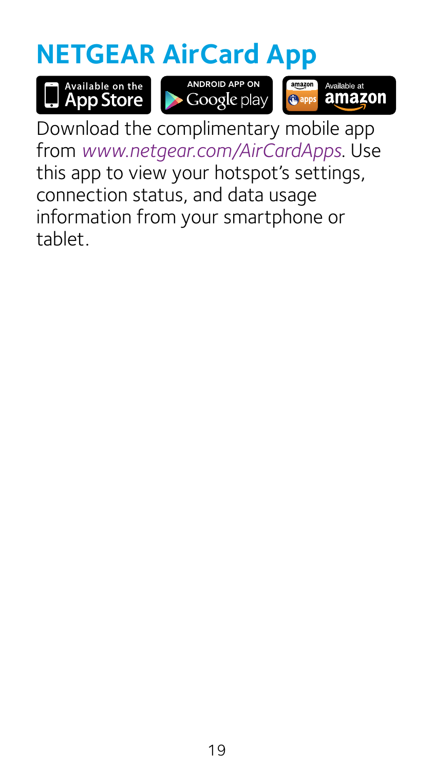# NETGEAR AirCard App

Available on the App Store | ANDROID APP ON Google play | Available at amazon apps

Download the complimentary mobile app from *www.netgear.com/AirCardApps*. Use this app to view your hotspot's settings, connection status, and data usage information from your smartphone or tablet.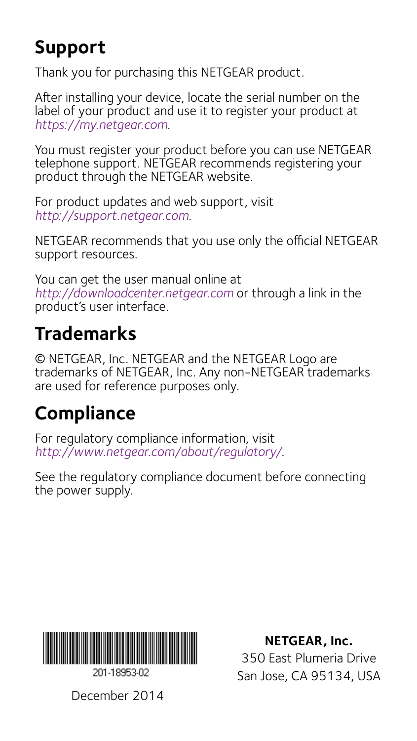## Support

Thank you for purchasing this NETGEAR product.

After installing your device, locate the serial number on the label of your product and use it to register your product at *https://my.netgear.com*.

You must register your product before you can use NETGEAR telephone support. NETGEAR recommends registering your product through the NETGEAR website.

For product updates and web support, visit *http://support.netgear.com*.

NETGEAR recommends that you use only the official NETGEAR support resources.

You can get the user manual online at *http://downloadcenter.netgear.com* or through a link in the product's user interface.

## Trademarks

© NETGEAR, Inc. NETGEAR and the NETGEAR Logo are trademarks of NETGEAR, Inc. Any non-NETGEAR trademarks are used for reference purposes only.

## Compliance

For regulatory compliance information, visit *http://www.netgear.com/about/regulatory/*.

See the regulatory compliance document before connecting the power supply.

201-18953-02

December 2014

**NETGEAR, Inc.**
350 East Plumeria Drive
San Jose, CA 95134, USA